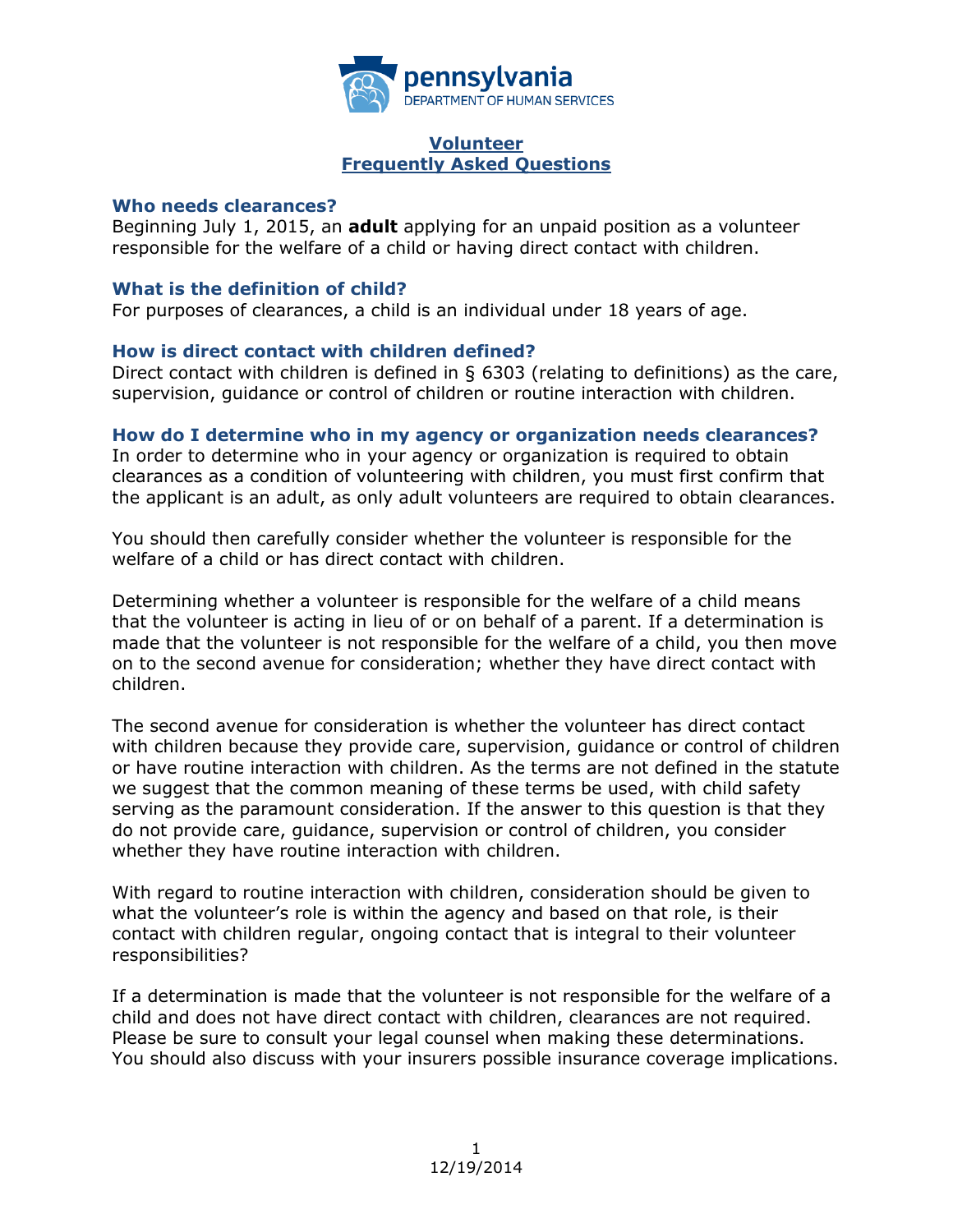pennsylvania
DEPARTMENT OF HUMAN SERVICES

# Volunteer Frequently Asked Questions

### Who needs clearances?

Beginning July 1, 2015, an **adult** applying for an unpaid position as a volunteer responsible for the welfare of a child or having direct contact with children.

### What is the definition of child?

For purposes of clearances, a child is an individual under 18 years of age.

### How is direct contact with children defined?

Direct contact with children is defined in § 6303 (relating to definitions) as the care, supervision, guidance or control of children or routine interaction with children.

### How do I determine who in my agency or organization needs clearances?

In order to determine who in your agency or organization is required to obtain clearances as a condition of volunteering with children, you must first confirm that the applicant is an adult, as only adult volunteers are required to obtain clearances.

You should then carefully consider whether the volunteer is responsible for the welfare of a child or has direct contact with children.

Determining whether a volunteer is responsible for the welfare of a child means that the volunteer is acting in lieu of or on behalf of a parent. If a determination is made that the volunteer is not responsible for the welfare of a child, you then move on to the second avenue for consideration; whether they have direct contact with children.

The second avenue for consideration is whether the volunteer has direct contact with children because they provide care, supervision, guidance or control of children or have routine interaction with children. As the terms are not defined in the statute we suggest that the common meaning of these terms be used, with child safety serving as the paramount consideration. If the answer to this question is that they do not provide care, guidance, supervision or control of children, you consider whether they have routine interaction with children.

With regard to routine interaction with children, consideration should be given to what the volunteer's role is within the agency and based on that role, is their contact with children regular, ongoing contact that is integral to their volunteer responsibilities?

If a determination is made that the volunteer is not responsible for the welfare of a child and does not have direct contact with children, clearances are not required. Please be sure to consult your legal counsel when making these determinations. You should also discuss with your insurers possible insurance coverage implications.

12/19/2014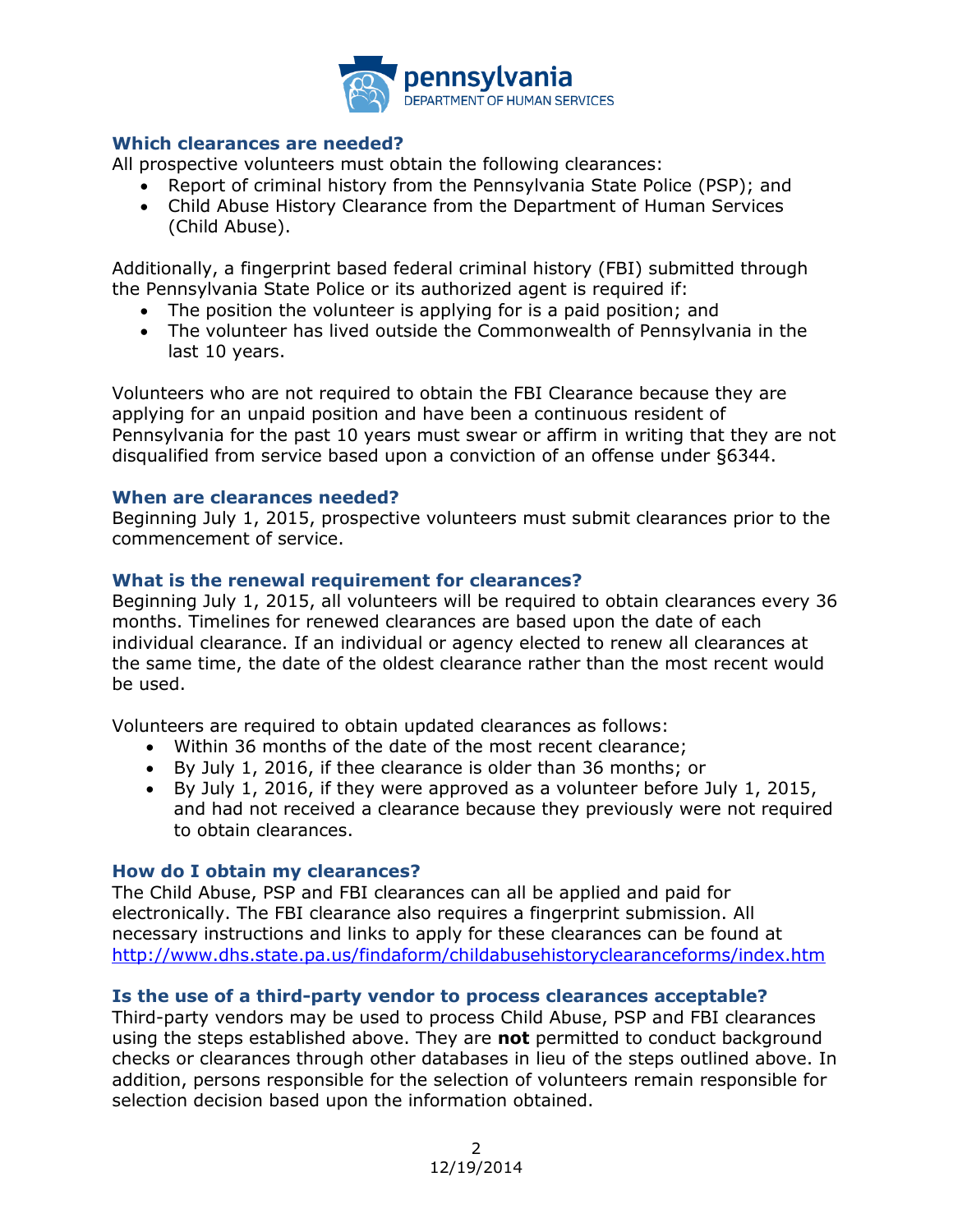### Which clearances are needed?

All prospective volunteers must obtain the following clearances:

- Report of criminal history from the Pennsylvania State Police (PSP); and
- Child Abuse History Clearance from the Department of Human Services (Child Abuse).

Additionally, a fingerprint based federal criminal history (FBI) submitted through the Pennsylvania State Police or its authorized agent is required if:

- The position the volunteer is applying for is a paid position; and
- The volunteer has lived outside the Commonwealth of Pennsylvania in the last 10 years.

Volunteers who are not required to obtain the FBI Clearance because they are applying for an unpaid position and have been a continuous resident of Pennsylvania for the past 10 years must swear or affirm in writing that they are not disqualified from service based upon a conviction of an offense under §6344.

### When are clearances needed?

Beginning July 1, 2015, prospective volunteers must submit clearances prior to the commencement of service.

### What is the renewal requirement for clearances?

Beginning July 1, 2015, all volunteers will be required to obtain clearances every 36 months. Timelines for renewed clearances are based upon the date of each individual clearance. If an individual or agency elected to renew all clearances at the same time, the date of the oldest clearance rather than the most recent would be used.

Volunteers are required to obtain updated clearances as follows:

- Within 36 months of the date of the most recent clearance;
- By July 1, 2016, if thee clearance is older than 36 months; or
- By July 1, 2016, if they were approved as a volunteer before July 1, 2015, and had not received a clearance because they previously were not required to obtain clearances.

### How do I obtain my clearances?

The Child Abuse, PSP and FBI clearances can all be applied and paid for electronically. The FBI clearance also requires a fingerprint submission. All necessary instructions and links to apply for these clearances can be found at http://www.dhs.state.pa.us/findaform/childabusehistoryclearanceforms/index.htm

### Is the use of a third-party vendor to process clearances acceptable?

Third-party vendors may be used to process Child Abuse, PSP and FBI clearances using the steps established above. They are **not** permitted to conduct background checks or clearances through other databases in lieu of the steps outlined above. In addition, persons responsible for the selection of volunteers remain responsible for selection decision based upon the information obtained.

12/19/2014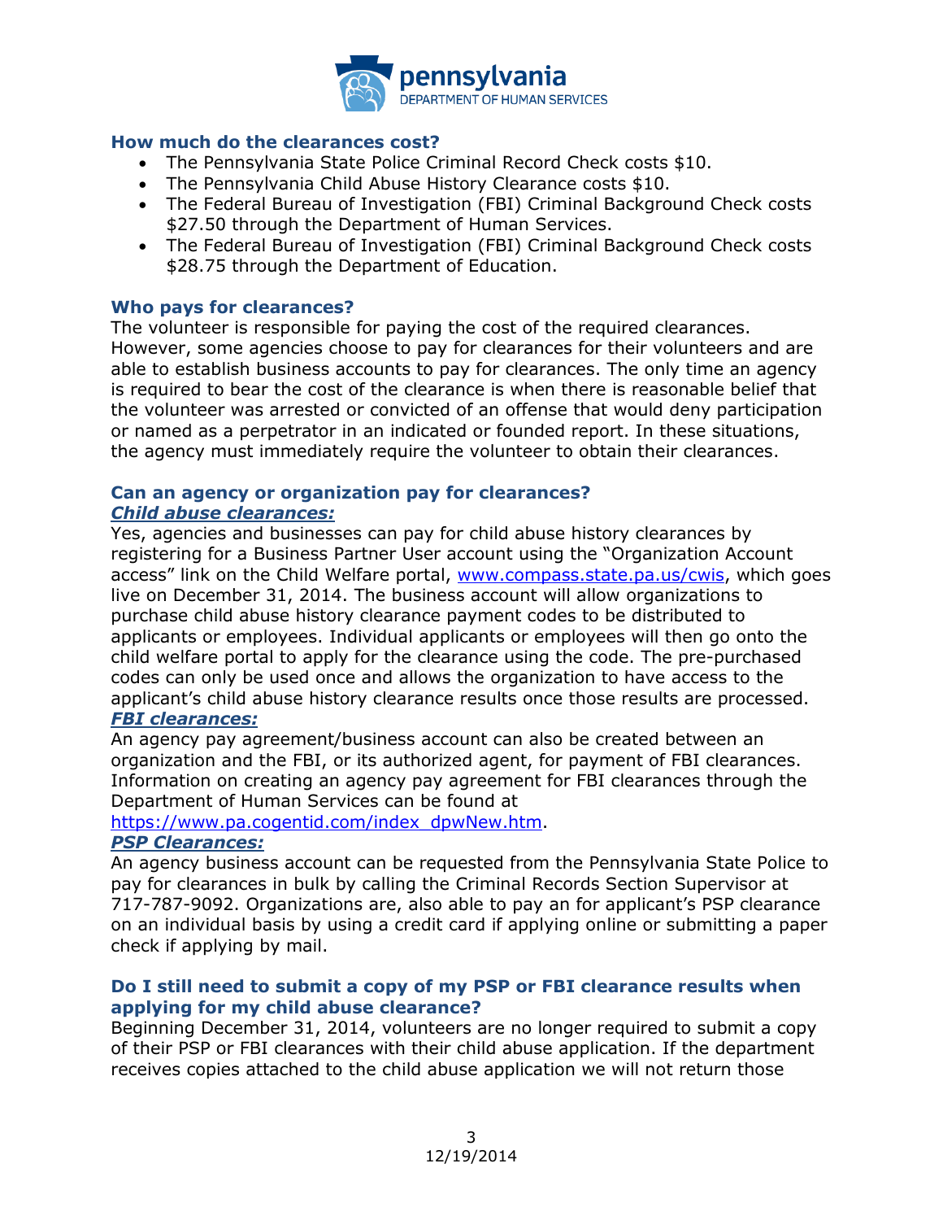### How much do the clearances cost?

- The Pennsylvania State Police Criminal Record Check costs $10.
- The Pennsylvania Child Abuse History Clearance costs $10.
- The Federal Bureau of Investigation (FBI) Criminal Background Check costs $27.50 through the Department of Human Services.
- The Federal Bureau of Investigation (FBI) Criminal Background Check costs $28.75 through the Department of Education.

### Who pays for clearances?

The volunteer is responsible for paying the cost of the required clearances. However, some agencies choose to pay for clearances for their volunteers and are able to establish business accounts to pay for clearances. The only time an agency is required to bear the cost of the clearance is when there is reasonable belief that the volunteer was arrested or convicted of an offense that would deny participation or named as a perpetrator in an indicated or founded report. In these situations, the agency must immediately require the volunteer to obtain their clearances.

### Can an agency or organization pay for clearances?

***Child abuse clearances:***

Yes, agencies and businesses can pay for child abuse history clearances by registering for a Business Partner User account using the "Organization Account access" link on the Child Welfare portal, www.compass.state.pa.us/cwis, which goes live on December 31, 2014. The business account will allow organizations to purchase child abuse history clearance payment codes to be distributed to applicants or employees. Individual applicants or employees will then go onto the child welfare portal to apply for the clearance using the code. The pre-purchased codes can only be used once and allows the organization to have access to the applicant's child abuse history clearance results once those results are processed.

***FBI clearances:***

An agency pay agreement/business account can also be created between an organization and the FBI, or its authorized agent, for payment of FBI clearances. Information on creating an agency pay agreement for FBI clearances through the Department of Human Services can be found at https://www.pa.cogentid.com/index_dpwNew.htm.

***PSP Clearances:***

An agency business account can be requested from the Pennsylvania State Police to pay for clearances in bulk by calling the Criminal Records Section Supervisor at 717-787-9092. Organizations are, also able to pay an for applicant's PSP clearance on an individual basis by using a credit card if applying online or submitting a paper check if applying by mail.

### Do I still need to submit a copy of my PSP or FBI clearance results when applying for my child abuse clearance?

Beginning December 31, 2014, volunteers are no longer required to submit a copy of their PSP or FBI clearances with their child abuse application. If the department receives copies attached to the child abuse application we will not return those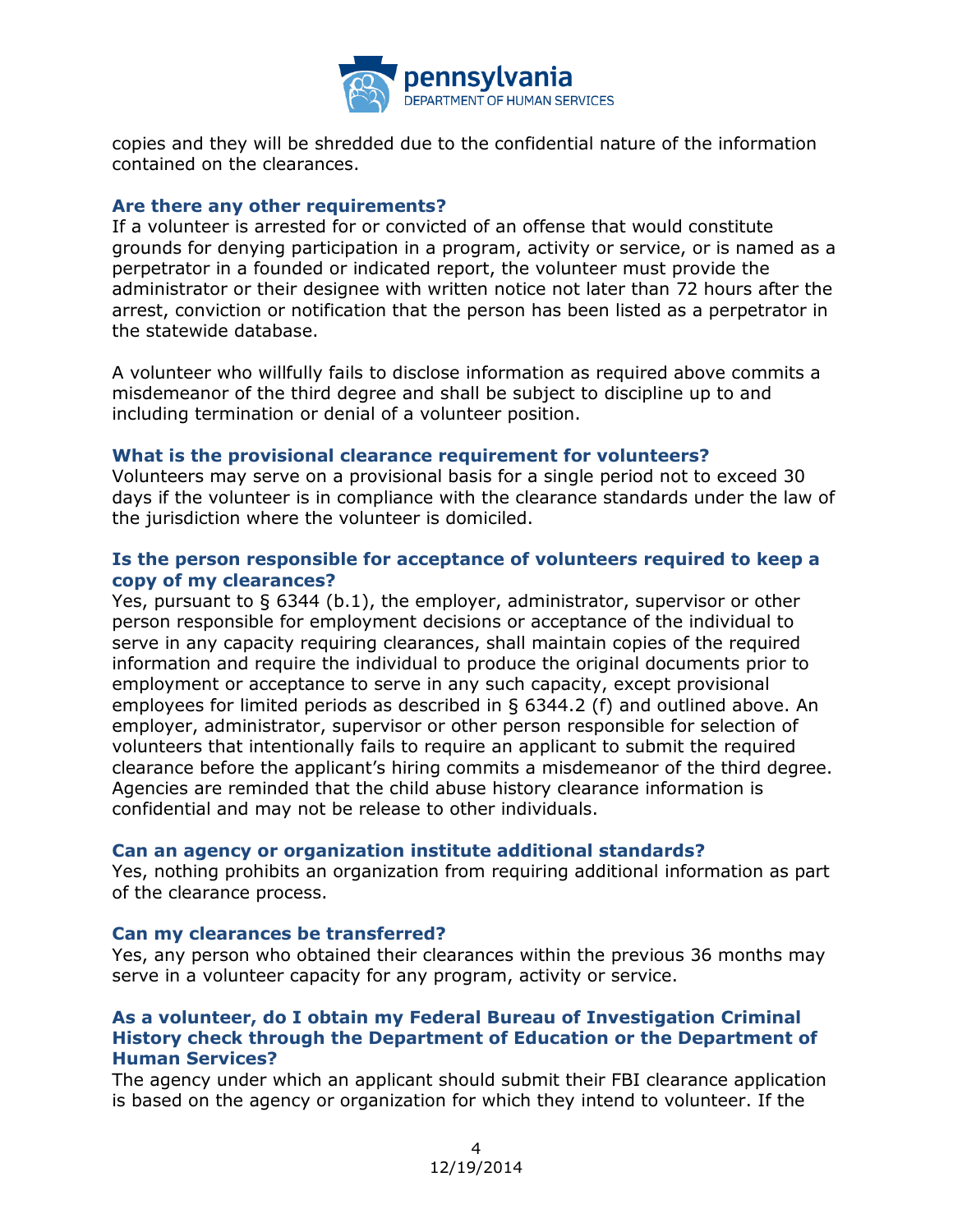copies and they will be shredded due to the confidential nature of the information contained on the clearances.

### Are there any other requirements?

If a volunteer is arrested for or convicted of an offense that would constitute grounds for denying participation in a program, activity or service, or is named as a perpetrator in a founded or indicated report, the volunteer must provide the administrator or their designee with written notice not later than 72 hours after the arrest, conviction or notification that the person has been listed as a perpetrator in the statewide database.

A volunteer who willfully fails to disclose information as required above commits a misdemeanor of the third degree and shall be subject to discipline up to and including termination or denial of a volunteer position.

### What is the provisional clearance requirement for volunteers?

Volunteers may serve on a provisional basis for a single period not to exceed 30 days if the volunteer is in compliance with the clearance standards under the law of the jurisdiction where the volunteer is domiciled.

### Is the person responsible for acceptance of volunteers required to keep a copy of my clearances?

Yes, pursuant to § 6344 (b.1), the employer, administrator, supervisor or other person responsible for employment decisions or acceptance of the individual to serve in any capacity requiring clearances, shall maintain copies of the required information and require the individual to produce the original documents prior to employment or acceptance to serve in any such capacity, except provisional employees for limited periods as described in § 6344.2 (f) and outlined above. An employer, administrator, supervisor or other person responsible for selection of volunteers that intentionally fails to require an applicant to submit the required clearance before the applicant's hiring commits a misdemeanor of the third degree. Agencies are reminded that the child abuse history clearance information is confidential and may not be release to other individuals.

### Can an agency or organization institute additional standards?

Yes, nothing prohibits an organization from requiring additional information as part of the clearance process.

### Can my clearances be transferred?

Yes, any person who obtained their clearances within the previous 36 months may serve in a volunteer capacity for any program, activity or service.

### As a volunteer, do I obtain my Federal Bureau of Investigation Criminal History check through the Department of Education or the Department of Human Services?

The agency under which an applicant should submit their FBI clearance application is based on the agency or organization for which they intend to volunteer. If the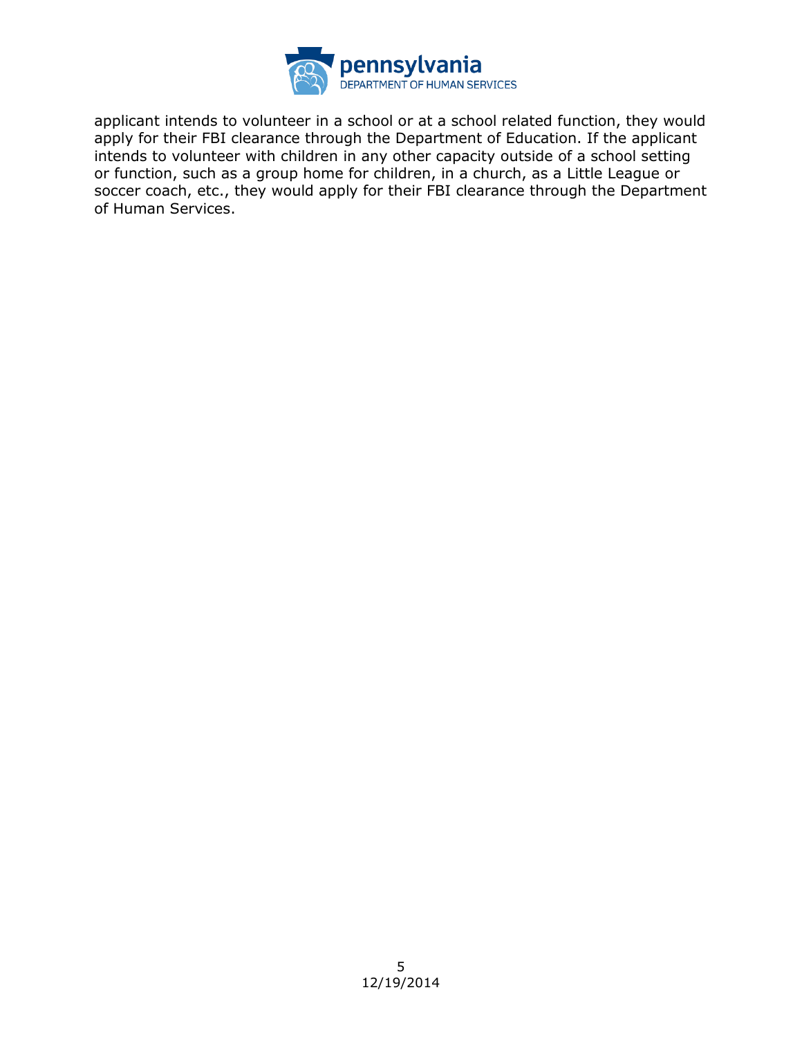applicant intends to volunteer in a school or at a school related function, they would apply for their FBI clearance through the Department of Education. If the applicant intends to volunteer with children in any other capacity outside of a school setting or function, such as a group home for children, in a church, as a Little League or soccer coach, etc., they would apply for their FBI clearance through the Department of Human Services.